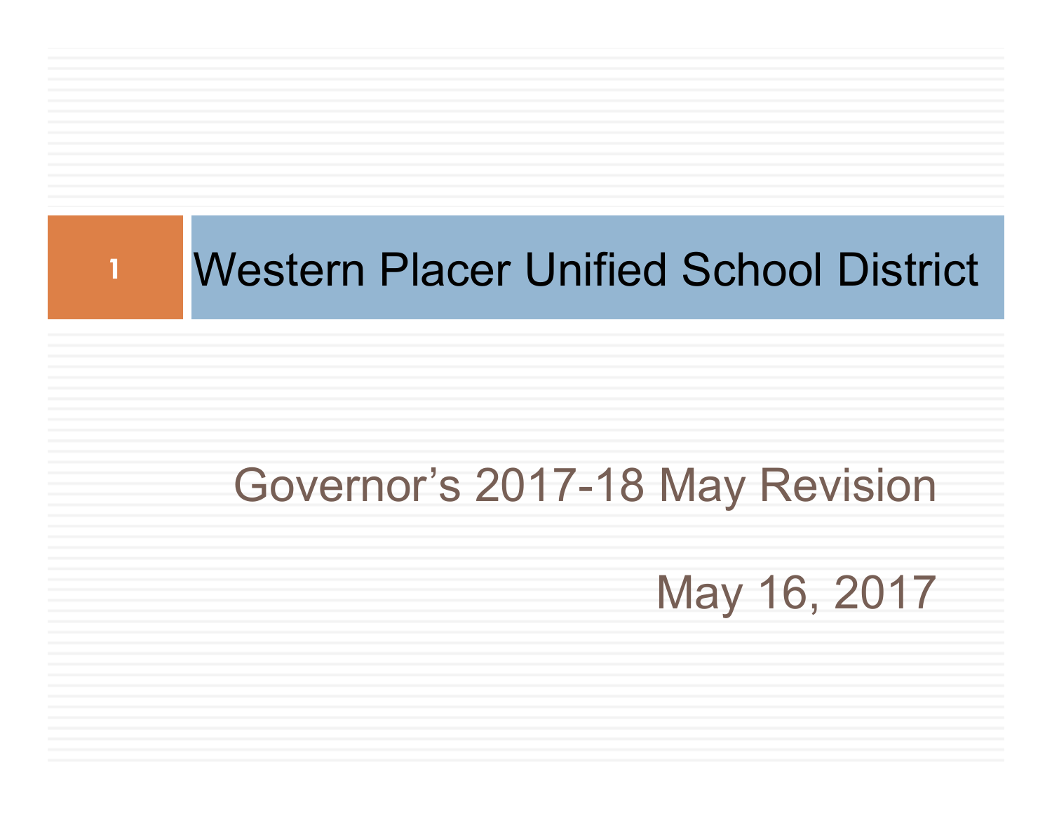# Western Placer Unified School District

## Governor's 2017-18 May Revision

May 16, 2017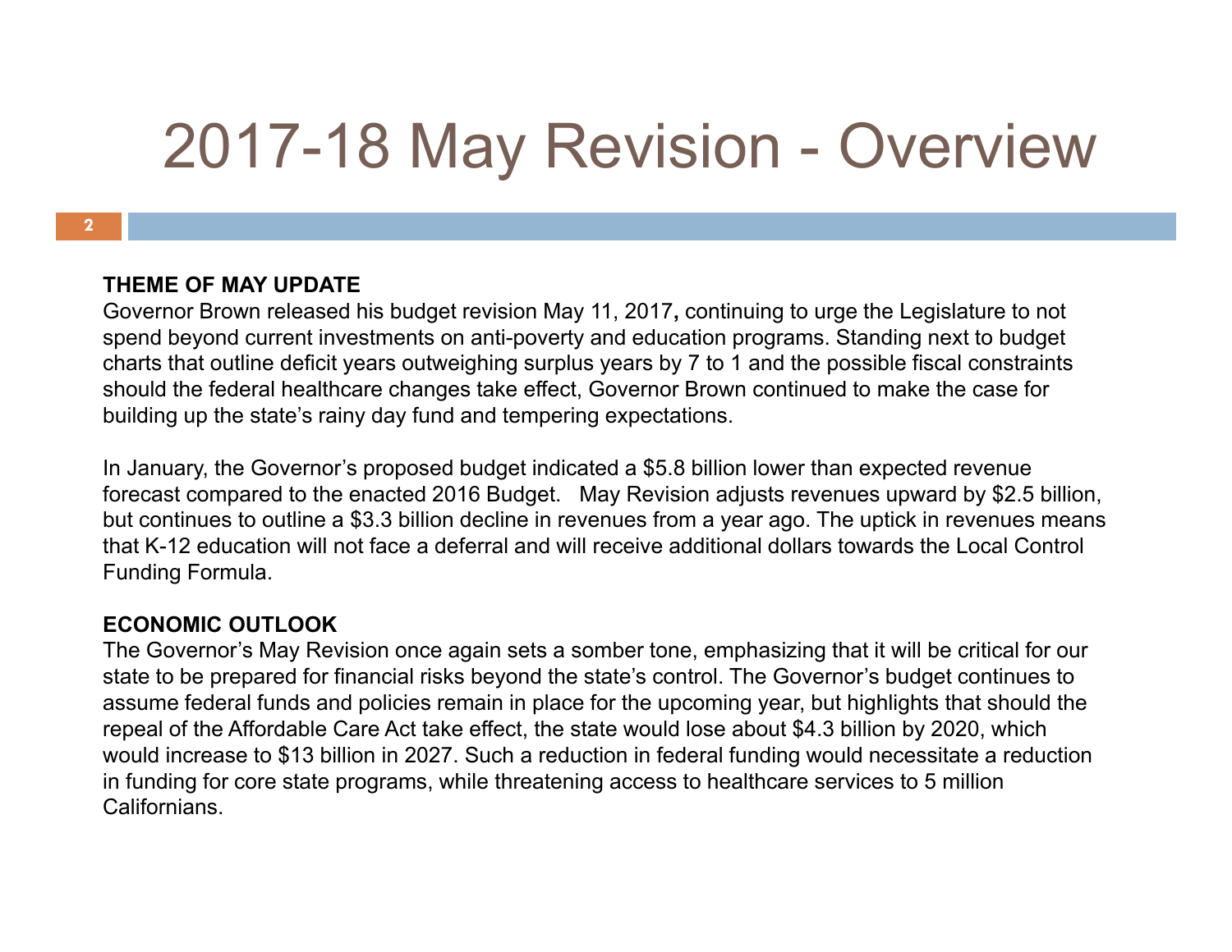# 2017-18 May Revision - Overview

**THEME OF MAY UPDATE**

Governor Brown released his budget revision May 11, 2017**,** continuing to urge the Legislature to not spend beyond current investments on anti-poverty and education programs. Standing next to budget charts that outline deficit years outweighing surplus years by 7 to 1 and the possible fiscal constraints should the federal healthcare changes take effect, Governor Brown continued to make the case for building up the state's rainy day fund and tempering expectations.

In January, the Governor's proposed budget indicated a $5.8 billion lower than expected revenue forecast compared to the enacted 2016 Budget. May Revision adjusts revenues upward by $2.5 billion, but continues to outline a $3.3 billion decline in revenues from a year ago. The uptick in revenues means that K-12 education will not face a deferral and will receive additional dollars towards the Local Control Funding Formula.

**ECONOMIC OUTLOOK**

The Governor's May Revision once again sets a somber tone, emphasizing that it will be critical for our state to be prepared for financial risks beyond the state's control. The Governor's budget continues to assume federal funds and policies remain in place for the upcoming year, but highlights that should the repeal of the Affordable Care Act take effect, the state would lose about $4.3 billion by 2020, which would increase to $13 billion in 2027. Such a reduction in federal funding would necessitate a reduction in funding for core state programs, while threatening access to healthcare services to 5 million Californians.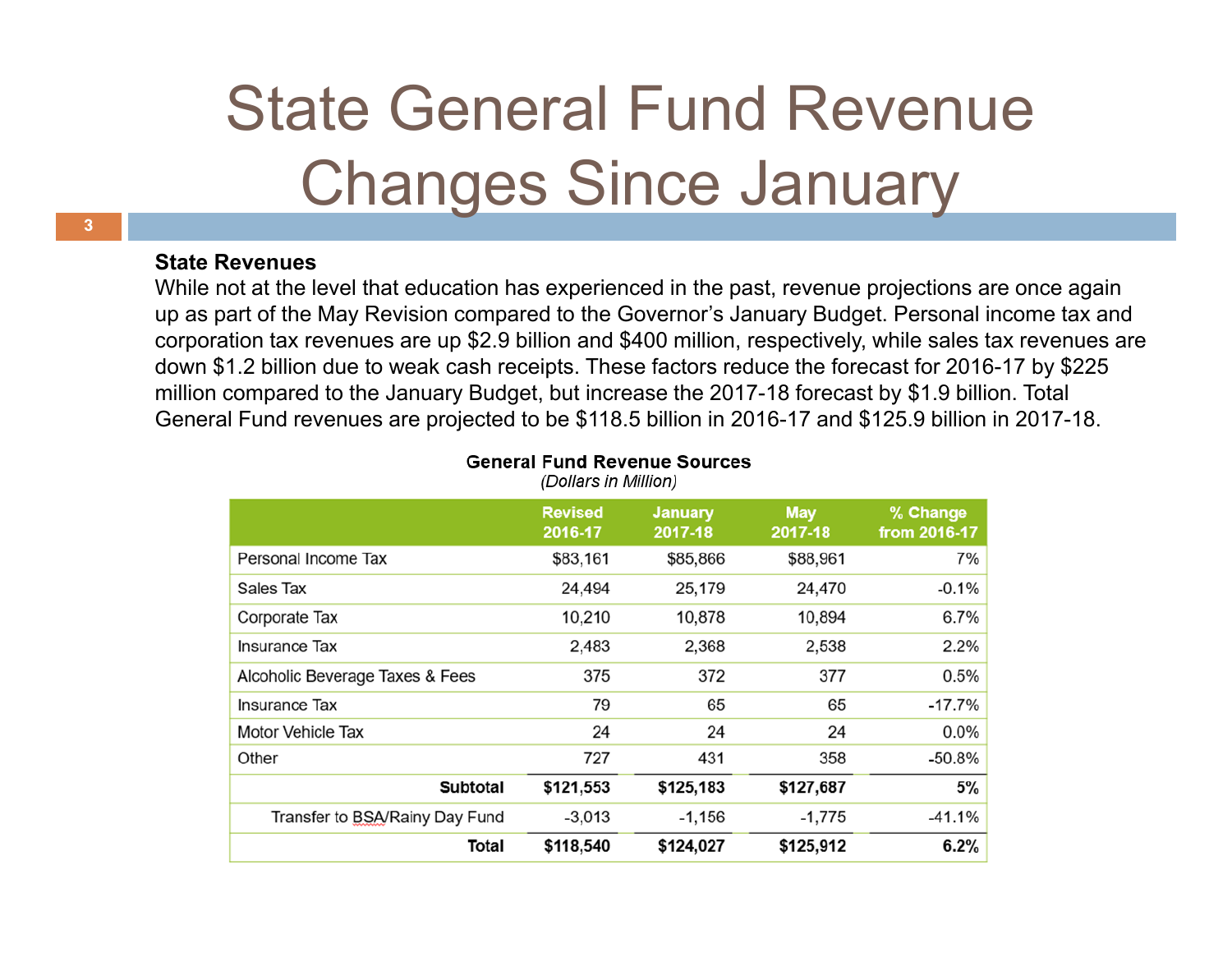# State General Fund Revenue Changes Since January

**State Revenues**

While not at the level that education has experienced in the past, revenue projections are once again up as part of the May Revision compared to the Governor's January Budget. Personal income tax and corporation tax revenues are up $2.9 billion and $400 million, respectively, while sales tax revenues are down $1.2 billion due to weak cash receipts. These factors reduce the forecast for 2016-17 by $225 million compared to the January Budget, but increase the 2017-18 forecast by $1.9 billion. Total General Fund revenues are projected to be $118.5 billion in 2016-17 and $125.9 billion in 2017-18.

**General Fund Revenue Sources**
*(Dollars in Million)*

| | Revised 2016-17 | January 2017-18 | May 2017-18 | % Change from 2016-17 |
|---|---|---|---|---|
| Personal Income Tax | $83,161 | $85,866 | $88,961 | 7% |
| Sales Tax | 24,494 | 25,179 | 24,470 | -0.1% |
| Corporate Tax | 10,210 | 10,878 | 10,894 | 6.7% |
| Insurance Tax | 2,483 | 2,368 | 2,538 | 2.2% |
| Alcoholic Beverage Taxes & Fees | 375 | 372 | 377 | 0.5% |
| Insurance Tax | 79 | 65 | 65 | -17.7% |
| Motor Vehicle Tax | 24 | 24 | 24 | 0.0% |
| Other | 727 | 431 | 358 | -50.8% |
| **Subtotal** | **$121,553** | **$125,183** | **$127,687** | **5%** |
| Transfer to BSA/Rainy Day Fund | -3,013 | -1,156 | -1,775 | -41.1% |
| **Total** | **$118,540** | **$124,027** | **$125,912** | **6.2%** |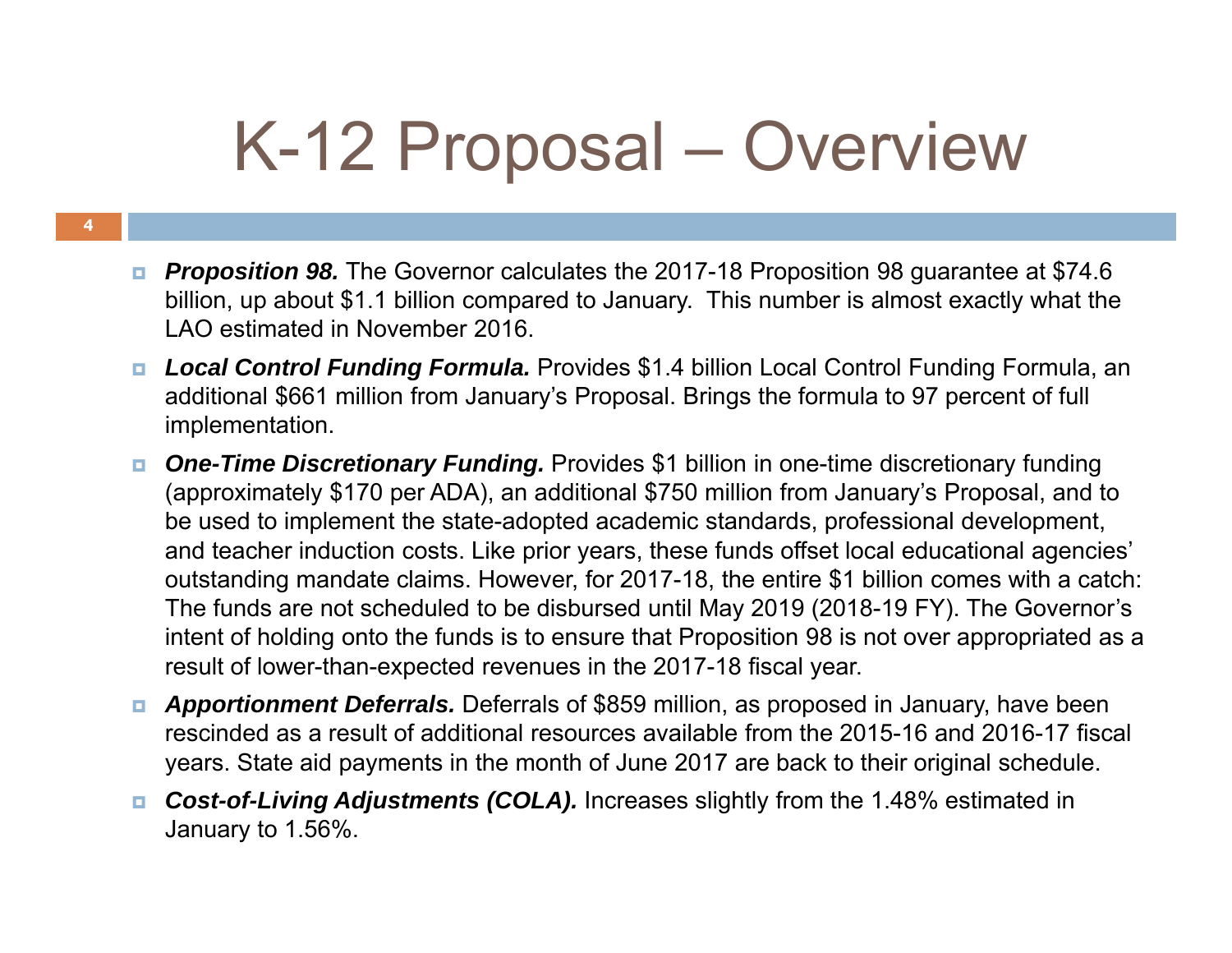# K-12 Proposal – Overview

- ***Proposition 98.*** The Governor calculates the 2017-18 Proposition 98 guarantee at $74.6 billion, up about $1.1 billion compared to January. This number is almost exactly what the LAO estimated in November 2016.
- ***Local Control Funding Formula.*** Provides $1.4 billion Local Control Funding Formula, an additional $661 million from January's Proposal. Brings the formula to 97 percent of full implementation.
- ***One-Time Discretionary Funding.*** Provides $1 billion in one-time discretionary funding (approximately $170 per ADA), an additional $750 million from January's Proposal, and to be used to implement the state-adopted academic standards, professional development, and teacher induction costs. Like prior years, these funds offset local educational agencies' outstanding mandate claims. However, for 2017-18, the entire $1 billion comes with a catch: The funds are not scheduled to be disbursed until May 2019 (2018-19 FY). The Governor's intent of holding onto the funds is to ensure that Proposition 98 is not over appropriated as a result of lower-than-expected revenues in the 2017-18 fiscal year.
- ***Apportionment Deferrals.*** Deferrals of $859 million, as proposed in January, have been rescinded as a result of additional resources available from the 2015-16 and 2016-17 fiscal years. State aid payments in the month of June 2017 are back to their original schedule.
- ***Cost-of-Living Adjustments (COLA).*** Increases slightly from the 1.48% estimated in January to 1.56%.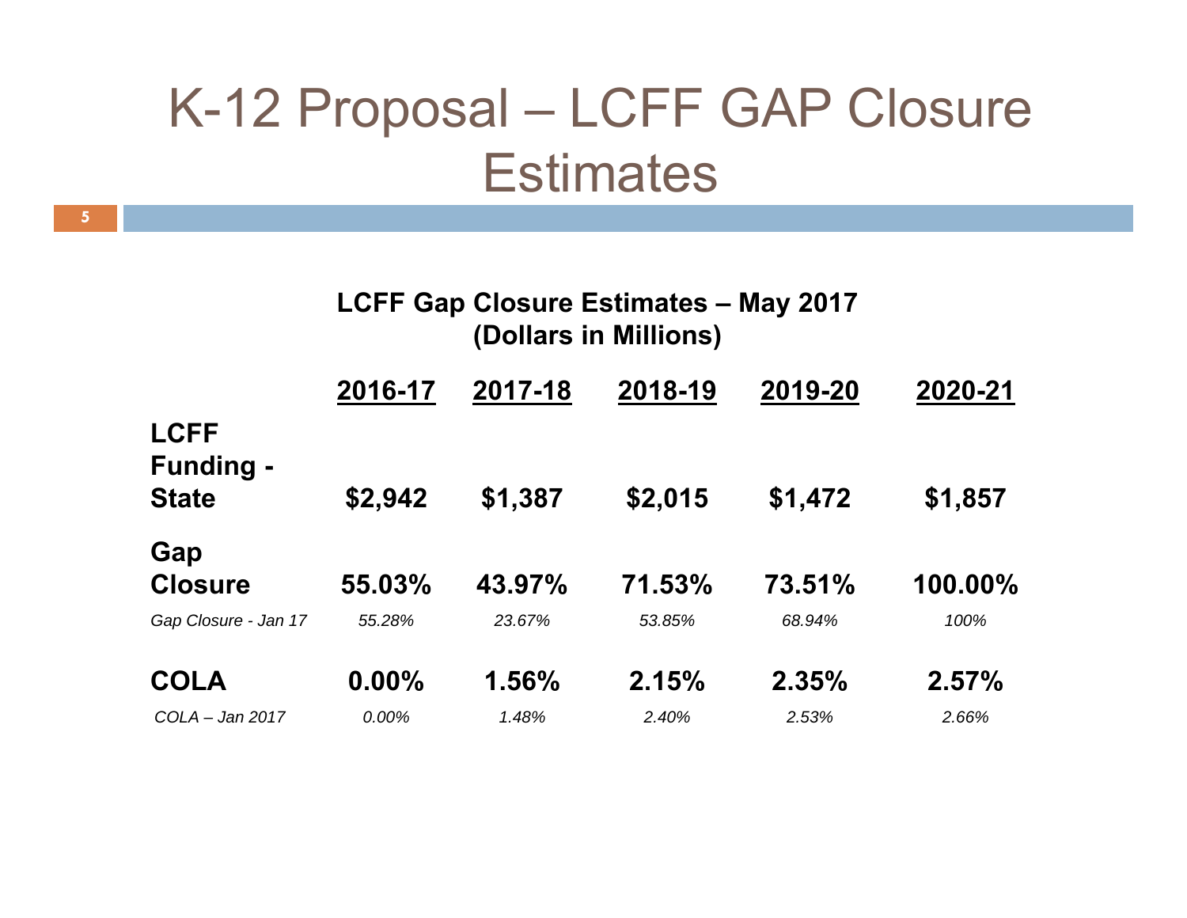# K-12 Proposal – LCFF GAP Closure Estimates

**LCFF Gap Closure Estimates – May 2017**
**(Dollars in Millions)**

| | 2016-17 | 2017-18 | 2018-19 | 2019-20 | 2020-21 |
|---|---|---|---|---|---|
| **LCFF Funding - State** | **$2,942** | **$1,387** | **$2,015** | **$1,472** | **$1,857** |
| **Gap Closure** | **55.03%** | **43.97%** | **71.53%** | **73.51%** | **100.00%** |
| *Gap Closure - Jan 17* | *55.28%* | *23.67%* | *53.85%* | *68.94%* | *100%* |
| **COLA** | **0.00%** | **1.56%** | **2.15%** | **2.35%** | **2.57%** |
| *COLA – Jan 2017* | *0.00%* | *1.48%* | *2.40%* | *2.53%* | *2.66%* |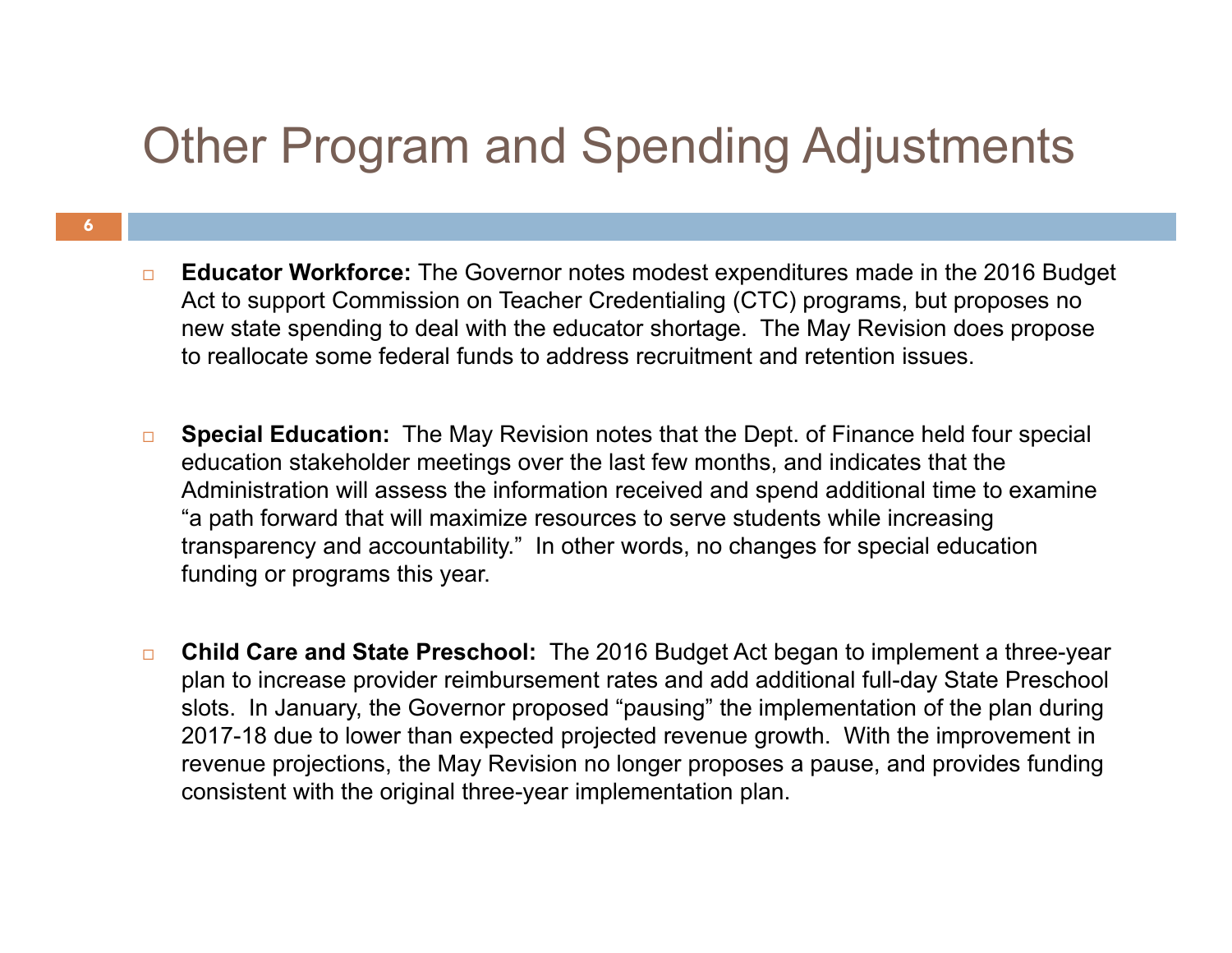# Other Program and Spending Adjustments

- **Educator Workforce:** The Governor notes modest expenditures made in the 2016 Budget Act to support Commission on Teacher Credentialing (CTC) programs, but proposes no new state spending to deal with the educator shortage. The May Revision does propose to reallocate some federal funds to address recruitment and retention issues.

- **Special Education:** The May Revision notes that the Dept. of Finance held four special education stakeholder meetings over the last few months, and indicates that the Administration will assess the information received and spend additional time to examine "a path forward that will maximize resources to serve students while increasing transparency and accountability." In other words, no changes for special education funding or programs this year.

- **Child Care and State Preschool:** The 2016 Budget Act began to implement a three-year plan to increase provider reimbursement rates and add additional full-day State Preschool slots. In January, the Governor proposed "pausing" the implementation of the plan during 2017-18 due to lower than expected projected revenue growth. With the improvement in revenue projections, the May Revision no longer proposes a pause, and provides funding consistent with the original three-year implementation plan.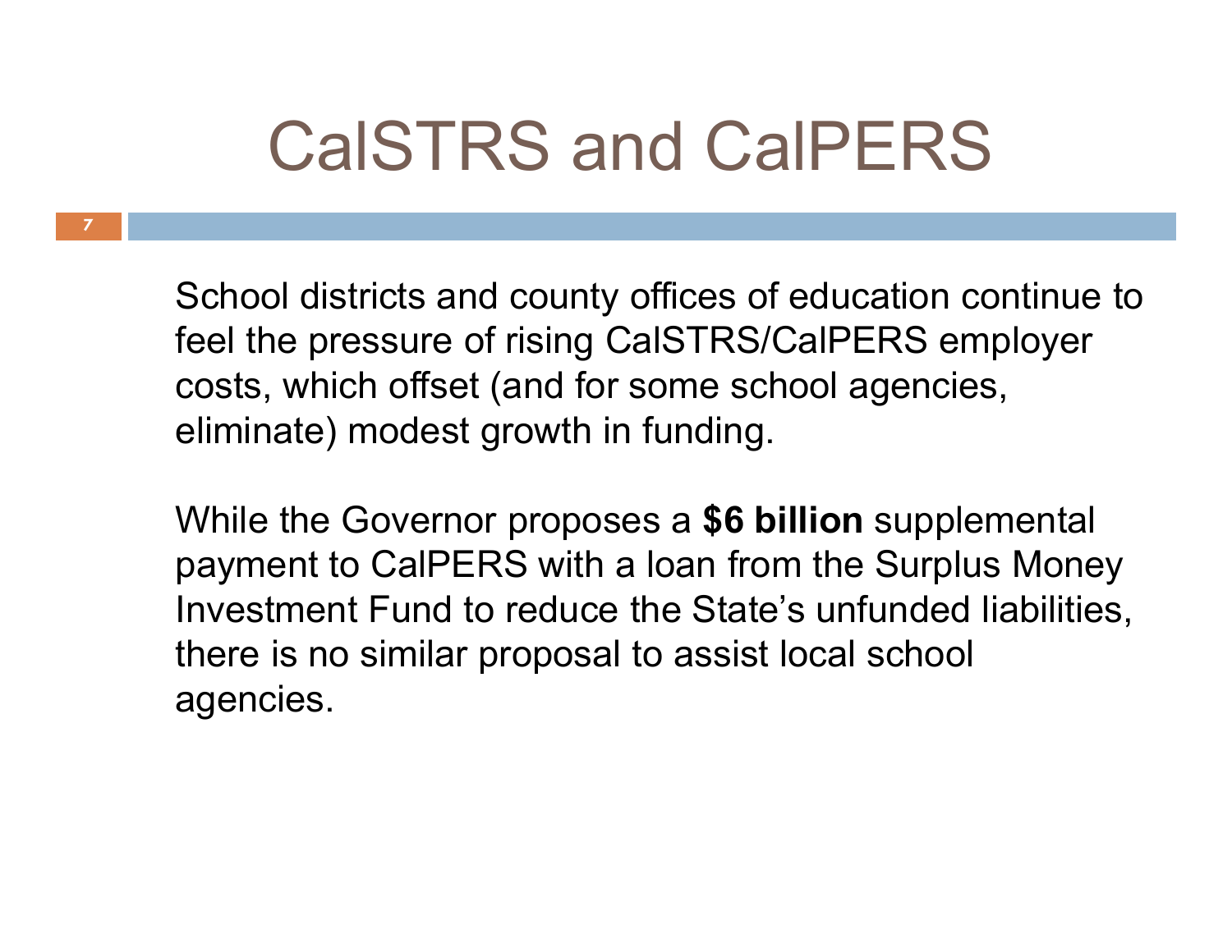# CalSTRS and CalPERS

School districts and county offices of education continue to feel the pressure of rising CalSTRS/CalPERS employer costs, which offset (and for some school agencies, eliminate) modest growth in funding.

While the Governor proposes a **$6 billion** supplemental payment to CalPERS with a loan from the Surplus Money Investment Fund to reduce the State's unfunded liabilities, there is no similar proposal to assist local school agencies.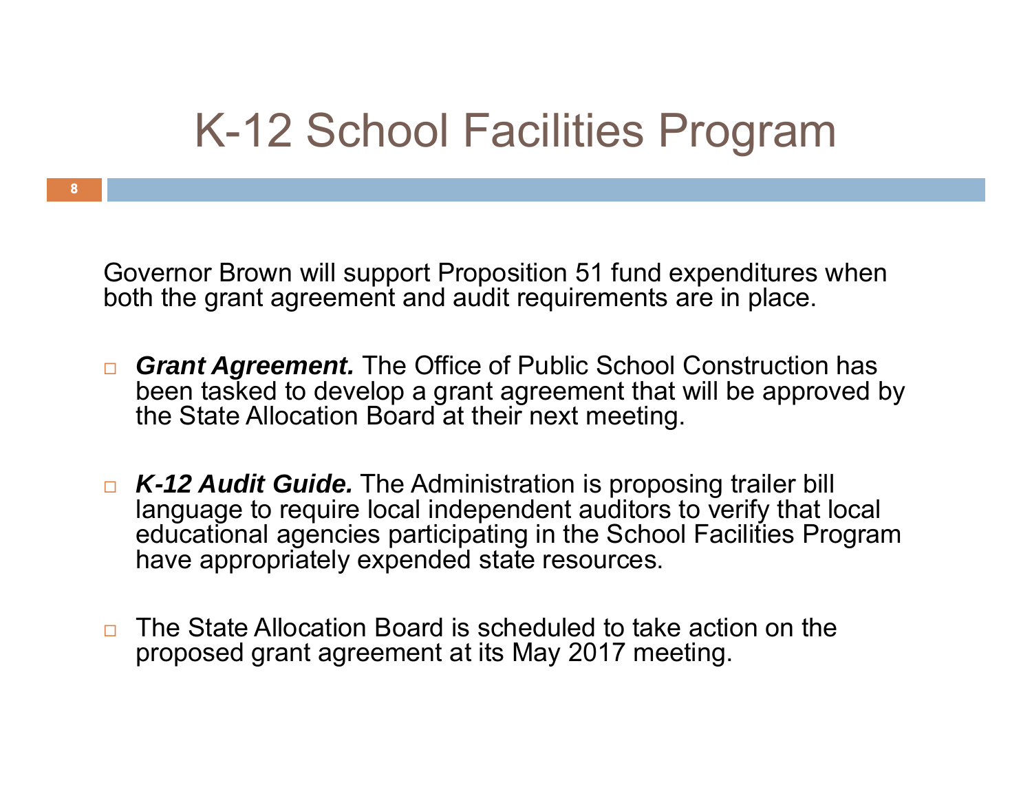# K-12 School Facilities Program

Governor Brown will support Proposition 51 fund expenditures when both the grant agreement and audit requirements are in place.

- ***Grant Agreement.*** The Office of Public School Construction has been tasked to develop a grant agreement that will be approved by the State Allocation Board at their next meeting.

- ***K-12 Audit Guide.*** The Administration is proposing trailer bill language to require local independent auditors to verify that local educational agencies participating in the School Facilities Program have appropriately expended state resources.

- The State Allocation Board is scheduled to take action on the proposed grant agreement at its May 2017 meeting.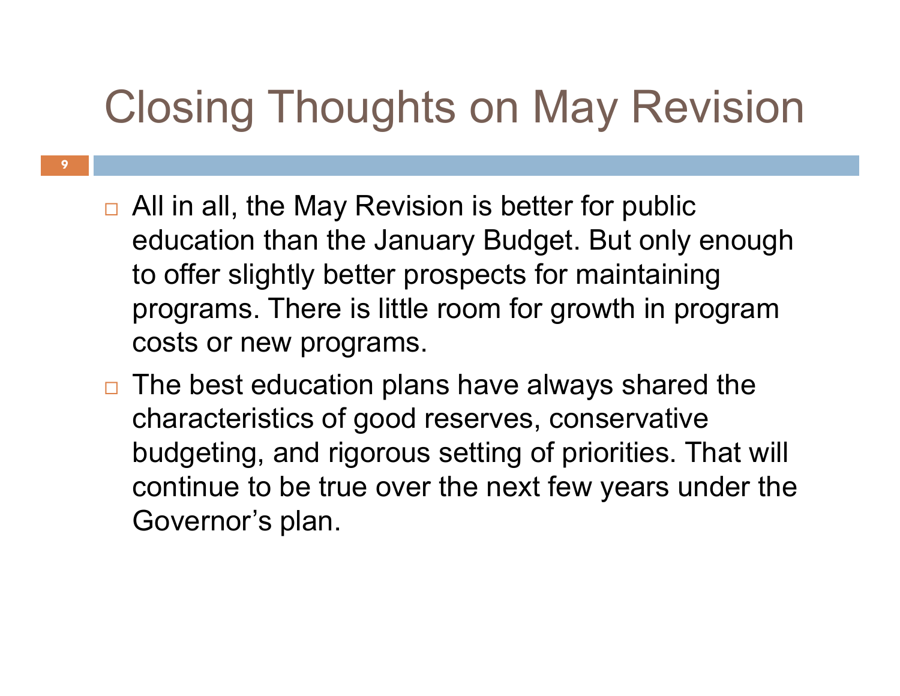# Closing Thoughts on May Revision

- All in all, the May Revision is better for public education than the January Budget. But only enough to offer slightly better prospects for maintaining programs. There is little room for growth in program costs or new programs.
- The best education plans have always shared the characteristics of good reserves, conservative budgeting, and rigorous setting of priorities. That will continue to be true over the next few years under the Governor's plan.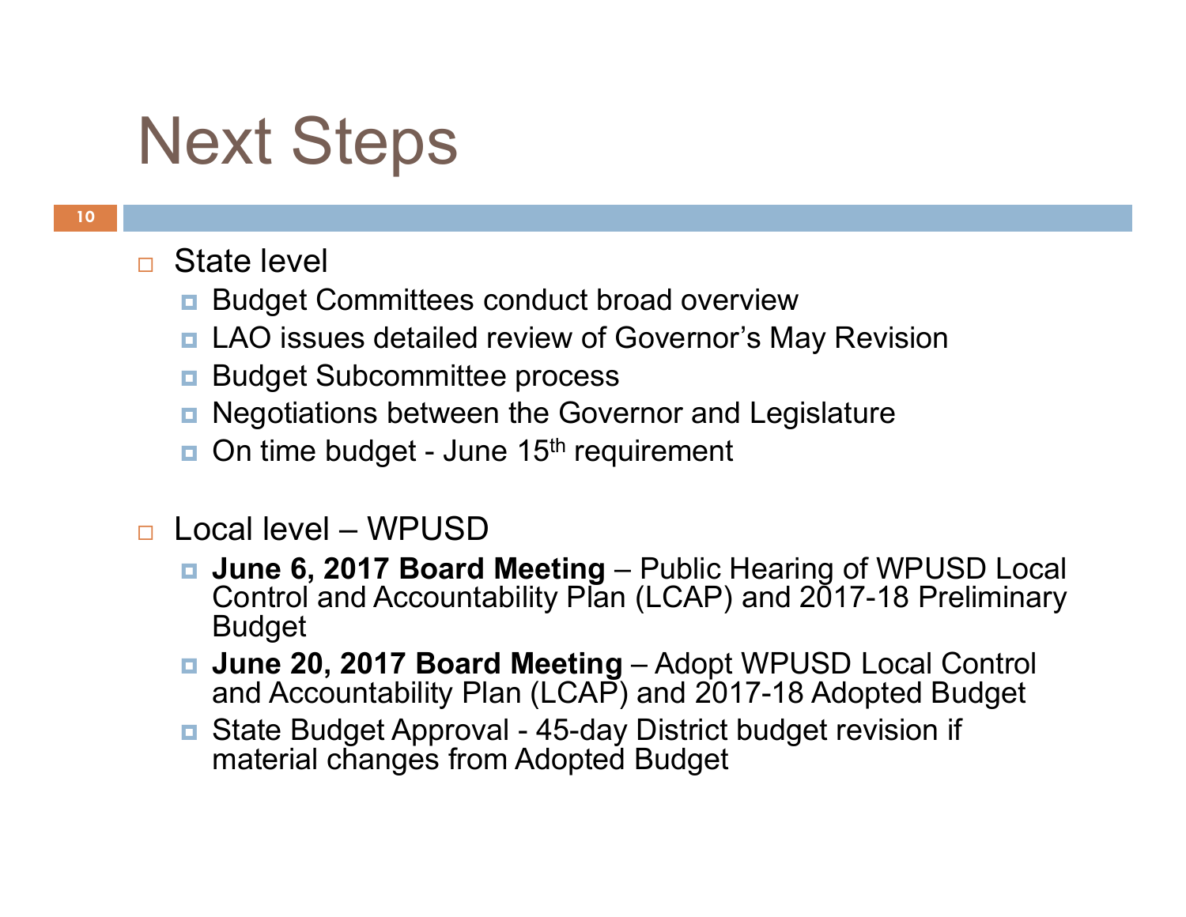# Next Steps

- State level
  - Budget Committees conduct broad overview
  - LAO issues detailed review of Governor's May Revision
  - Budget Subcommittee process
  - Negotiations between the Governor and Legislature
  - On time budget - June 15th requirement

- Local level – WPUSD
  - **June 6, 2017 Board Meeting** – Public Hearing of WPUSD Local Control and Accountability Plan (LCAP) and 2017-18 Preliminary Budget
  - **June 20, 2017 Board Meeting** – Adopt WPUSD Local Control and Accountability Plan (LCAP) and 2017-18 Adopted Budget
  - State Budget Approval - 45-day District budget revision if material changes from Adopted Budget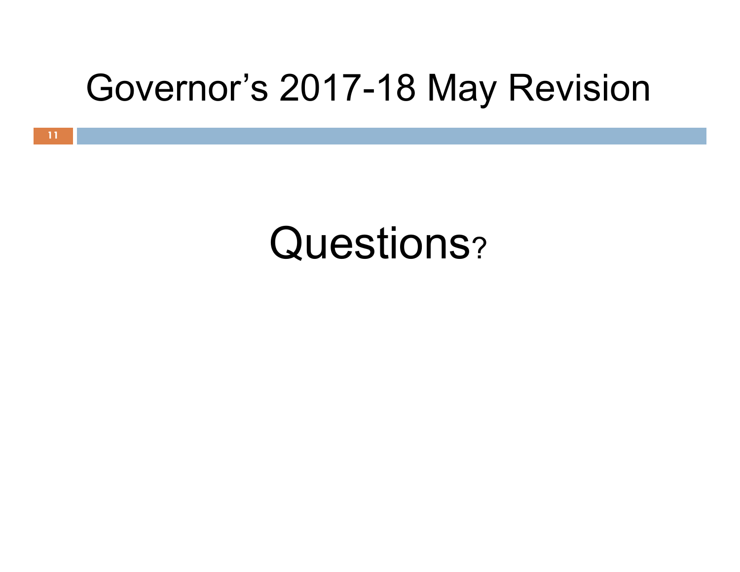# Governor's 2017-18 May Revision

Questions?